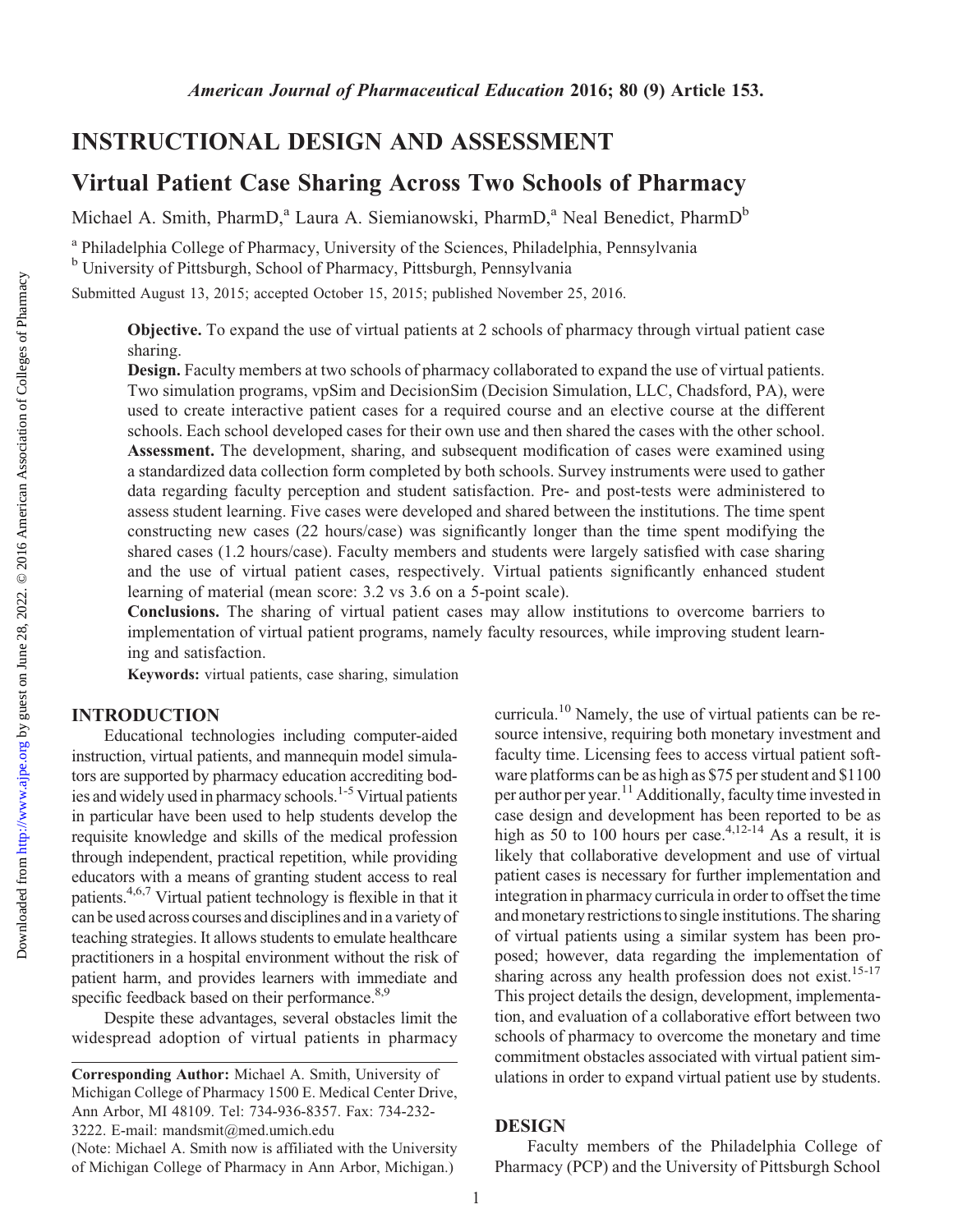# INSTRUCTIONAL DESIGN AND ASSESSMENT

## Virtual Patient Case Sharing Across Two Schools of Pharmacy

Michael A. Smith, PharmD,[a] Laura A. Siemianowski, PharmD,[a] Neal Benedict, PharmD[b]

[a] Philadelphia College of Pharmacy, University of the Sciences, Philadelphia, Pennsylvania

[b] University of Pittsburgh, School of Pharmacy, Pittsburgh, Pennsylvania

Submitted August 13, 2015; accepted October 15, 2015; published November 25, 2016.

**Objective.** To expand the use of virtual patients at 2 schools of pharmacy through virtual patient case sharing.

**Design.** Faculty members at two schools of pharmacy collaborated to expand the use of virtual patients. Two simulation programs, vpSim and DecisionSim (Decision Simulation, LLC, Chadsford, PA), were used to create interactive patient cases for a required course and an elective course at the different schools. Each school developed cases for their own use and then shared the cases with the other school.

**Assessment.** The development, sharing, and subsequent modification of cases were examined using a standardized data collection form completed by both schools. Survey instruments were used to gather data regarding faculty perception and student satisfaction. Pre- and post-tests were administered to assess student learning. Five cases were developed and shared between the institutions. The time spent constructing new cases (22 hours/case) was significantly longer than the time spent modifying the shared cases (1.2 hours/case). Faculty members and students were largely satisfied with case sharing and the use of virtual patient cases, respectively. Virtual patients significantly enhanced student learning of material (mean score: 3.2 vs 3.6 on a 5-point scale).

**Conclusions.** The sharing of virtual patient cases may allow institutions to overcome barriers to implementation of virtual patient programs, namely faculty resources, while improving student learning and satisfaction.

**Keywords:** virtual patients, case sharing, simulation

## INTRODUCTION

Educational technologies including computer-aided instruction, virtual patients, and mannequin model simulators are supported by pharmacy education accrediting bodies and widely used in pharmacy schools.[1-5] Virtual patients in particular have been used to help students develop the requisite knowledge and skills of the medical profession through independent, practical repetition, while providing educators with a means of granting student access to real patients.[4,6,7] Virtual patient technology is flexible in that it can be used across courses and disciplines and in a variety of teaching strategies. It allows students to emulate healthcare practitioners in a hospital environment without the risk of patient harm, and provides learners with immediate and specific feedback based on their performance.[8,9]

Despite these advantages, several obstacles limit the widespread adoption of virtual patients in pharmacy curricula.[10] Namely, the use of virtual patients can be resource intensive, requiring both monetary investment and faculty time. Licensing fees to access virtual patient software platforms can be as high as $75 per student and $1100 per author per year.[11] Additionally, faculty time invested in case design and development has been reported to be as high as 50 to 100 hours per case.[4,12-14] As a result, it is likely that collaborative development and use of virtual patient cases is necessary for further implementation and integration in pharmacy curricula in order to offset the time and monetary restrictions to single institutions. The sharing of virtual patients using a similar system has been proposed; however, data regarding the implementation of sharing across any health profession does not exist.[15-17] This project details the design, development, implementation, and evaluation of a collaborative effort between two schools of pharmacy to overcome the monetary and time commitment obstacles associated with virtual patient simulations in order to expand virtual patient use by students.

## DESIGN

Faculty members of the Philadelphia College of Pharmacy (PCP) and the University of Pittsburgh School

---

**Corresponding Author:** Michael A. Smith, University of Michigan College of Pharmacy 1500 E. Medical Center Drive, Ann Arbor, MI 48109. Tel: 734-936-8357. Fax: 734-232-3222. E-mail: mandsmit@med.umich.edu

(Note: Michael A. Smith now is affiliated with the University of Michigan College of Pharmacy in Ann Arbor, Michigan.)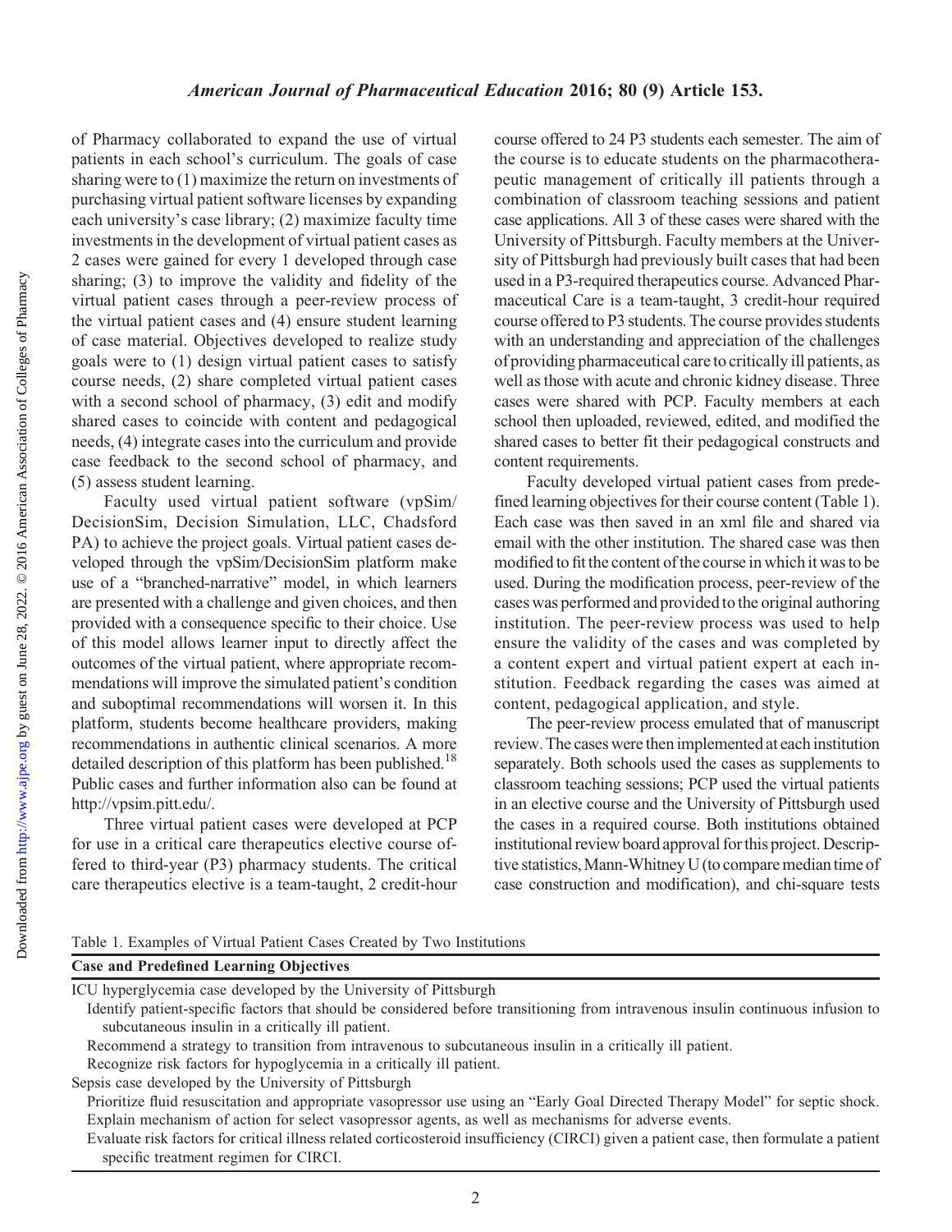of Pharmacy collaborated to expand the use of virtual patients in each school's curriculum. The goals of case sharing were to (1) maximize the return on investments of purchasing virtual patient software licenses by expanding each university's case library; (2) maximize faculty time investments in the development of virtual patient cases as 2 cases were gained for every 1 developed through case sharing; (3) to improve the validity and fidelity of the virtual patient cases through a peer-review process of the virtual patient cases and (4) ensure student learning of case material. Objectives developed to realize study goals were to (1) design virtual patient cases to satisfy course needs, (2) share completed virtual patient cases with a second school of pharmacy, (3) edit and modify shared cases to coincide with content and pedagogical needs, (4) integrate cases into the curriculum and provide case feedback to the second school of pharmacy, and (5) assess student learning.

Faculty used virtual patient software (vpSim/DecisionSim, Decision Simulation, LLC, Chadsford PA) to achieve the project goals. Virtual patient cases developed through the vpSim/DecisionSim platform make use of a "branched-narrative" model, in which learners are presented with a challenge and given choices, and then provided with a consequence specific to their choice. Use of this model allows learner input to directly affect the outcomes of the virtual patient, where appropriate recommendations will improve the simulated patient's condition and suboptimal recommendations will worsen it. In this platform, students become healthcare providers, making recommendations in authentic clinical scenarios. A more detailed description of this platform has been published.[18] Public cases and further information also can be found at http://vpsim.pitt.edu/.

Three virtual patient cases were developed at PCP for use in a critical care therapeutics elective course offered to third-year (P3) pharmacy students. The critical care therapeutics elective is a team-taught, 2 credit-hour course offered to 24 P3 students each semester. The aim of the course is to educate students on the pharmacotherapeutic management of critically ill patients through a combination of classroom teaching sessions and patient case applications. All 3 of these cases were shared with the University of Pittsburgh. Faculty members at the University of Pittsburgh had previously built cases that had been used in a P3-required therapeutics course. Advanced Pharmaceutical Care is a team-taught, 3 credit-hour required course offered to P3 students. The course provides students with an understanding and appreciation of the challenges of providing pharmaceutical care to critically ill patients, as well as those with acute and chronic kidney disease. Three cases were shared with PCP. Faculty members at each school then uploaded, reviewed, edited, and modified the shared cases to better fit their pedagogical constructs and content requirements.

Faculty developed virtual patient cases from predefined learning objectives for their course content (Table 1). Each case was then saved in an xml file and shared via email with the other institution. The shared case was then modified to fit the content of the course in which it was to be used. During the modification process, peer-review of the cases was performed and provided to the original authoring institution. The peer-review process was used to help ensure the validity of the cases and was completed by a content expert and virtual patient expert at each institution. Feedback regarding the cases was aimed at content, pedagogical application, and style.

The peer-review process emulated that of manuscript review. The cases were then implemented at each institution separately. Both schools used the cases as supplements to classroom teaching sessions; PCP used the virtual patients in an elective course and the University of Pittsburgh used the cases in a required course. Both institutions obtained institutional review board approval for this project. Descriptive statistics, Mann-Whitney U (to compare median time of case construction and modification), and chi-square tests

Table 1. Examples of Virtual Patient Cases Created by Two Institutions

| Case and Predefined Learning Objectives |
|---|
| ICU hyperglycemia case developed by the University of Pittsburgh |
| Identify patient-specific factors that should be considered before transitioning from intravenous insulin continuous infusion to subcutaneous insulin in a critically ill patient. |
| Recommend a strategy to transition from intravenous to subcutaneous insulin in a critically ill patient. |
| Recognize risk factors for hypoglycemia in a critically ill patient. |
| Sepsis case developed by the University of Pittsburgh |
| Prioritize fluid resuscitation and appropriate vasopressor use using an "Early Goal Directed Therapy Model" for septic shock. |
| Explain mechanism of action for select vasopressor agents, as well as mechanisms for adverse events. |
| Evaluate risk factors for critical illness related corticosteroid insufficiency (CIRCI) given a patient case, then formulate a patient specific treatment regimen for CIRCI. |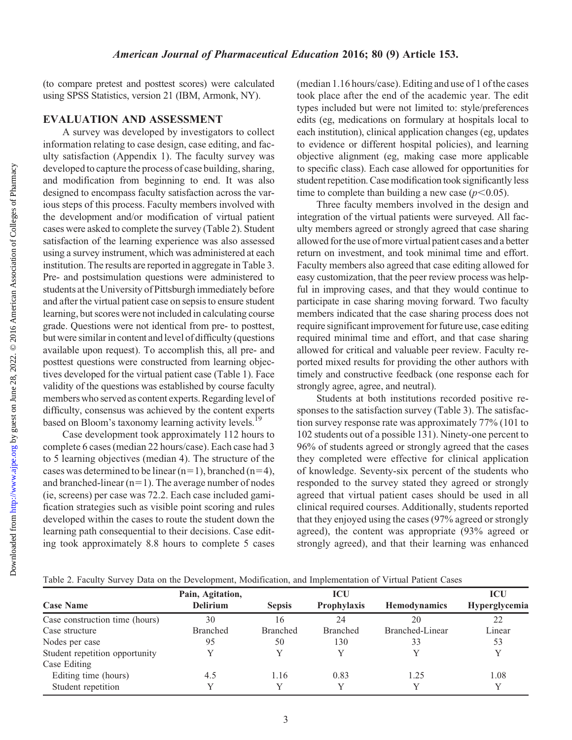(to compare pretest and posttest scores) were calculated using SPSS Statistics, version 21 (IBM, Armonk, NY).

## EVALUATION AND ASSESSMENT

A survey was developed by investigators to collect information relating to case design, case editing, and faculty satisfaction (Appendix 1). The faculty survey was developed to capture the process of case building, sharing, and modification from beginning to end. It was also designed to encompass faculty satisfaction across the various steps of this process. Faculty members involved with the development and/or modification of virtual patient cases were asked to complete the survey (Table 2). Student satisfaction of the learning experience was also assessed using a survey instrument, which was administered at each institution. The results are reported in aggregate in Table 3. Pre- and postsimulation questions were administered to students at the University of Pittsburgh immediately before and after the virtual patient case on sepsis to ensure student learning, but scores were not included in calculating course grade. Questions were not identical from pre- to posttest, but were similar in content and level of difficulty (questions available upon request). To accomplish this, all pre- and posttest questions were constructed from learning objectives developed for the virtual patient case (Table 1). Face validity of the questions was established by course faculty members who served as content experts. Regarding level of difficulty, consensus was achieved by the content experts based on Bloom's taxonomy learning activity levels.[19]

Case development took approximately 112 hours to complete 6 cases (median 22 hours/case). Each case had 3 to 5 learning objectives (median 4). The structure of the cases was determined to be linear (n=1), branched (n=4), and branched-linear (n=1). The average number of nodes (ie, screens) per case was 72.2. Each case included gamification strategies such as visible point scoring and rules developed within the cases to route the student down the learning path consequential to their decisions. Case editing took approximately 8.8 hours to complete 5 cases (median 1.16 hours/case). Editing and use of 1 of the cases took place after the end of the academic year. The edit types included but were not limited to: style/preferences edits (eg, medications on formulary at hospitals local to each institution), clinical application changes (eg, updates to evidence or different hospital policies), and learning objective alignment (eg, making case more applicable to specific class). Each case allowed for opportunities for student repetition. Case modification took significantly less time to complete than building a new case ($p<0.05$).

Three faculty members involved in the design and integration of the virtual patients were surveyed. All faculty members agreed or strongly agreed that case sharing allowed for the use of more virtual patient cases and a better return on investment, and took minimal time and effort. Faculty members also agreed that case editing allowed for easy customization, that the peer review process was helpful in improving cases, and that they would continue to participate in case sharing moving forward. Two faculty members indicated that the case sharing process does not require significant improvement for future use, case editing required minimal time and effort, and that case sharing allowed for critical and valuable peer review. Faculty reported mixed results for providing the other authors with timely and constructive feedback (one response each for strongly agree, agree, and neutral).

Students at both institutions recorded positive responses to the satisfaction survey (Table 3). The satisfaction survey response rate was approximately 77% (101 to 102 students out of a possible 131). Ninety-one percent to 96% of students agreed or strongly agreed that the cases they completed were effective for clinical application of knowledge. Seventy-six percent of the students who responded to the survey stated they agreed or strongly agreed that virtual patient cases should be used in all clinical required courses. Additionally, students reported that they enjoyed using the cases (97% agreed or strongly agreed), the content was appropriate (93% agreed or strongly agreed), and that their learning was enhanced

Table 2. Faculty Survey Data on the Development, Modification, and Implementation of Virtual Patient Cases

| Case Name | Pain, Agitation, Delirium | Sepsis | ICU Prophylaxis | Hemodynamics | ICU Hyperglycemia |
|---|---|---|---|---|---|
| Case construction time (hours) | 30 | 16 | 24 | 20 | 22 |
| Case structure | Branched | Branched | Branched | Branched-Linear | Linear |
| Nodes per case | 95 | 50 | 130 | 33 | 53 |
| Student repetition opportunity | Y | Y | Y | Y | Y |
| Case Editing | | | | | |
| Editing time (hours) | 4.5 | 1.16 | 0.83 | 1.25 | 1.08 |
| Student repetition | Y | Y | Y | Y | Y |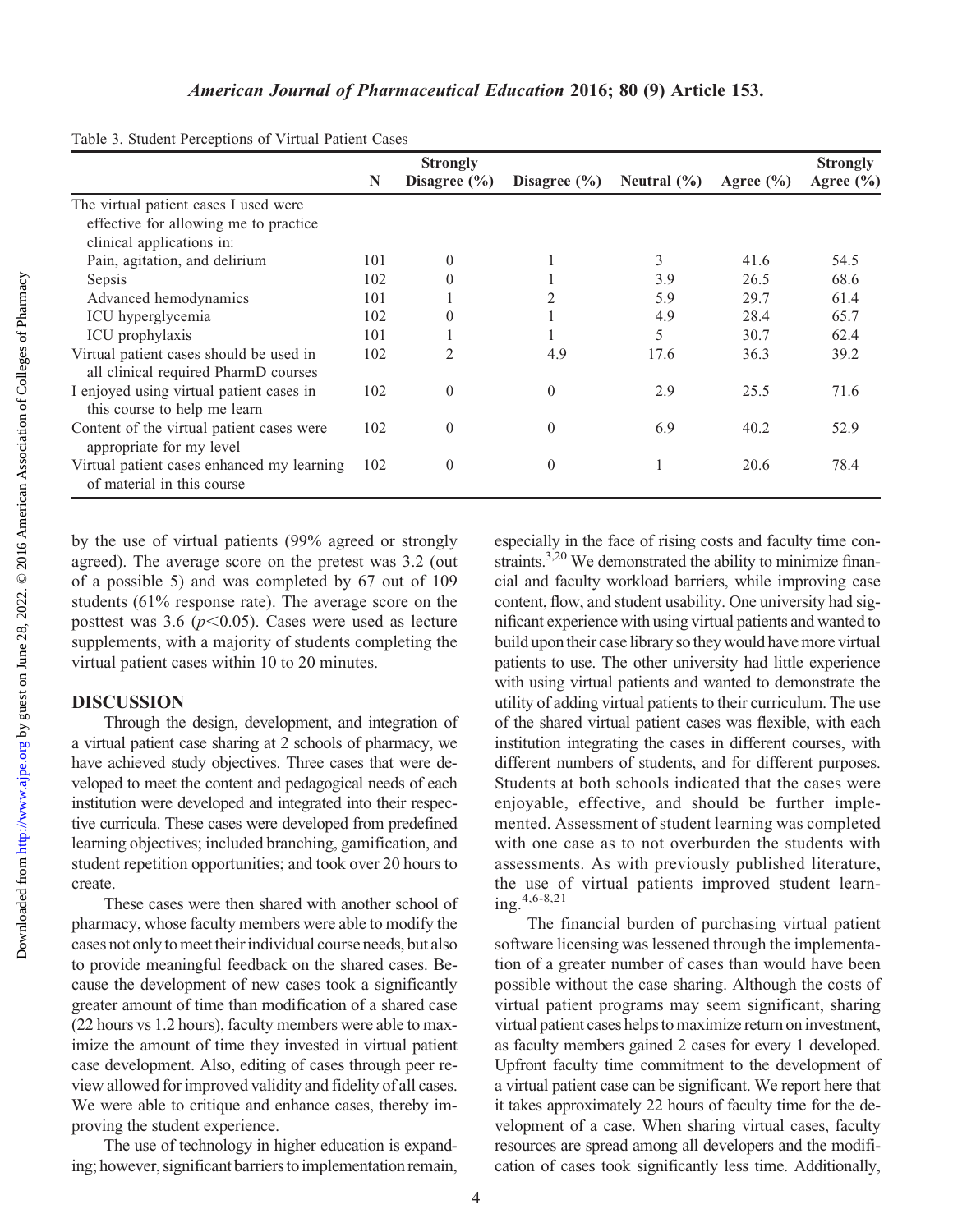Table 3. Student Perceptions of Virtual Patient Cases

| | N | Strongly Disagree (%) | Disagree (%) | Neutral (%) | Agree (%) | Strongly Agree (%) |
|---|---|---|---|---|---|---|
| The virtual patient cases I used were effective for allowing me to practice clinical applications in: | | | | | | |
| Pain, agitation, and delirium | 101 | 0 | 1 | 3 | 41.6 | 54.5 |
| Sepsis | 102 | 0 | 1 | 3.9 | 26.5 | 68.6 |
| Advanced hemodynamics | 101 | 1 | 2 | 5.9 | 29.7 | 61.4 |
| ICU hyperglycemia | 102 | 0 | 1 | 4.9 | 28.4 | 65.7 |
| ICU prophylaxis | 101 | 1 | 1 | 5 | 30.7 | 62.4 |
| Virtual patient cases should be used in all clinical required PharmD courses | 102 | 2 | 4.9 | 17.6 | 36.3 | 39.2 |
| I enjoyed using virtual patient cases in this course to help me learn | 102 | 0 | 0 | 2.9 | 25.5 | 71.6 |
| Content of the virtual patient cases were appropriate for my level | 102 | 0 | 0 | 6.9 | 40.2 | 52.9 |
| Virtual patient cases enhanced my learning of material in this course | 102 | 0 | 0 | 1 | 20.6 | 78.4 |

by the use of virtual patients (99% agreed or strongly agreed). The average score on the pretest was 3.2 (out of a possible 5) and was completed by 67 out of 109 students (61% response rate). The average score on the posttest was 3.6 ($p<0.05$). Cases were used as lecture supplements, with a majority of students completing the virtual patient cases within 10 to 20 minutes.

## DISCUSSION

Through the design, development, and integration of a virtual patient case sharing at 2 schools of pharmacy, we have achieved study objectives. Three cases that were developed to meet the content and pedagogical needs of each institution were developed and integrated into their respective curricula. These cases were developed from predefined learning objectives; included branching, gamification, and student repetition opportunities; and took over 20 hours to create.

These cases were then shared with another school of pharmacy, whose faculty members were able to modify the cases not only to meet their individual course needs, but also to provide meaningful feedback on the shared cases. Because the development of new cases took a significantly greater amount of time than modification of a shared case (22 hours vs 1.2 hours), faculty members were able to maximize the amount of time they invested in virtual patient case development. Also, editing of cases through peer review allowed for improved validity and fidelity of all cases. We were able to critique and enhance cases, thereby improving the student experience.

The use of technology in higher education is expanding; however, significant barriers to implementation remain, especially in the face of rising costs and faculty time constraints.[3,20] We demonstrated the ability to minimize financial and faculty workload barriers, while improving case content, flow, and student usability. One university had significant experience with using virtual patients and wanted to build upon their case library so they would have more virtual patients to use. The other university had little experience with using virtual patients and wanted to demonstrate the utility of adding virtual patients to their curriculum. The use of the shared virtual patient cases was flexible, with each institution integrating the cases in different courses, with different numbers of students, and for different purposes. Students at both schools indicated that the cases were enjoyable, effective, and should be further implemented. Assessment of student learning was completed with one case as to not overburden the students with assessments. As with previously published literature, the use of virtual patients improved student learning.[4,6-8,21]

The financial burden of purchasing virtual patient software licensing was lessened through the implementation of a greater number of cases than would have been possible without the case sharing. Although the costs of virtual patient programs may seem significant, sharing virtual patient cases helps to maximize return on investment, as faculty members gained 2 cases for every 1 developed. Upfront faculty time commitment to the development of a virtual patient case can be significant. We report here that it takes approximately 22 hours of faculty time for the development of a case. When sharing virtual cases, faculty resources are spread among all developers and the modification of cases took significantly less time. Additionally,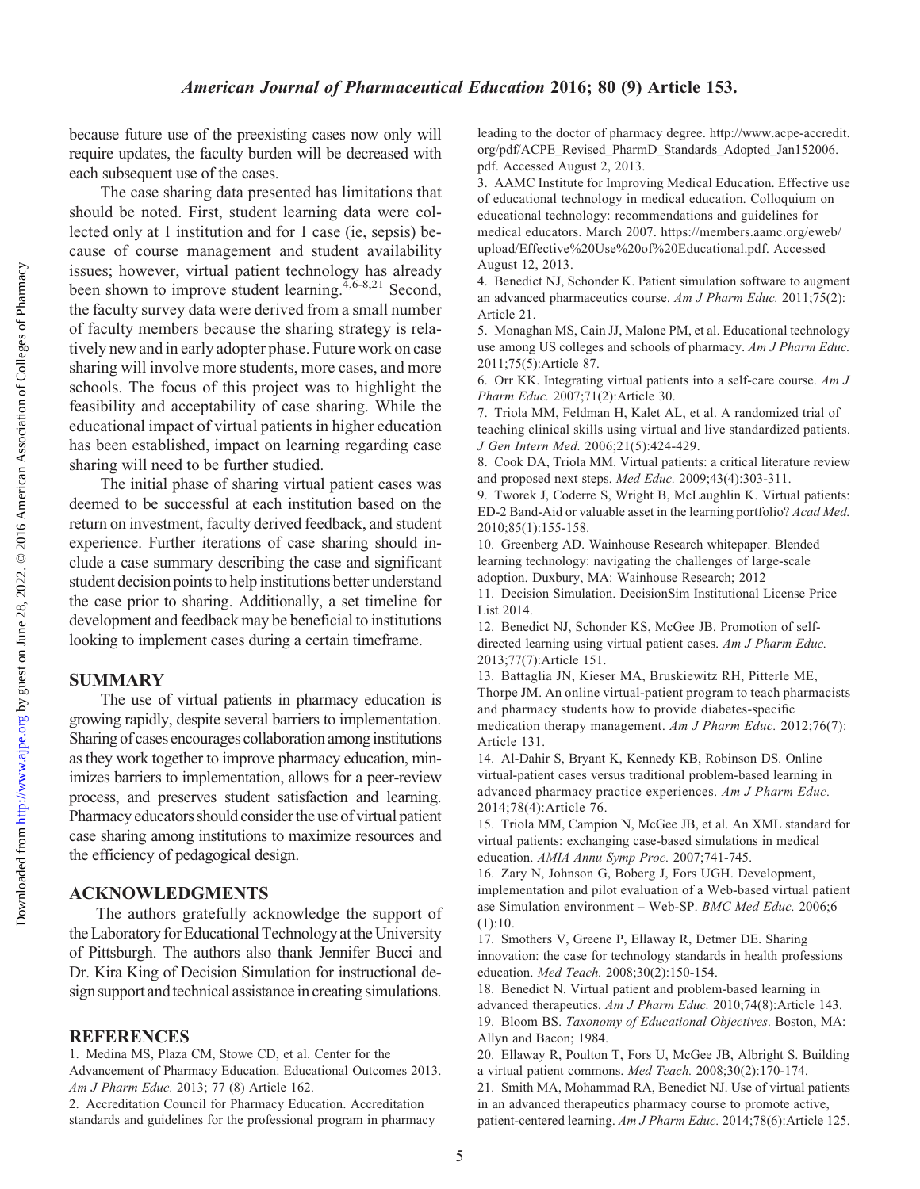because future use of the preexisting cases now only will require updates, the faculty burden will be decreased with each subsequent use of the cases.

The case sharing data presented has limitations that should be noted. First, student learning data were collected only at 1 institution and for 1 case (ie, sepsis) because of course management and student availability issues; however, virtual patient technology has already been shown to improve student learning.[4,6-8,21] Second, the faculty survey data were derived from a small number of faculty members because the sharing strategy is relatively new and in early adopter phase. Future work on case sharing will involve more students, more cases, and more schools. The focus of this project was to highlight the feasibility and acceptability of case sharing. While the educational impact of virtual patients in higher education has been established, impact on learning regarding case sharing will need to be further studied.

The initial phase of sharing virtual patient cases was deemed to be successful at each institution based on the return on investment, faculty derived feedback, and student experience. Further iterations of case sharing should include a case summary describing the case and significant student decision points to help institutions better understand the case prior to sharing. Additionally, a set timeline for development and feedback may be beneficial to institutions looking to implement cases during a certain timeframe.

## SUMMARY

The use of virtual patients in pharmacy education is growing rapidly, despite several barriers to implementation. Sharing of cases encourages collaboration among institutions as they work together to improve pharmacy education, minimizes barriers to implementation, allows for a peer-review process, and preserves student satisfaction and learning. Pharmacy educators should consider the use of virtual patient case sharing among institutions to maximize resources and the efficiency of pedagogical design.

## ACKNOWLEDGMENTS

The authors gratefully acknowledge the support of the Laboratory for Educational Technology at the University of Pittsburgh. The authors also thank Jennifer Bucci and Dr. Kira King of Decision Simulation for instructional design support and technical assistance in creating simulations.

## REFERENCES

1. Medina MS, Plaza CM, Stowe CD, et al. Center for the Advancement of Pharmacy Education. Educational Outcomes 2013. *Am J Pharm Educ.* 2013; 77 (8) Article 162.
2. Accreditation Council for Pharmacy Education. Accreditation standards and guidelines for the professional program in pharmacy leading to the doctor of pharmacy degree. http://www.acpe-accredit.org/pdf/ACPE_Revised_PharmD_Standards_Adopted_Jan152006.pdf. Accessed August 2, 2013.
3. AAMC Institute for Improving Medical Education. Effective use of educational technology in medical education. Colloquium on educational technology: recommendations and guidelines for medical educators. March 2007. https://members.aamc.org/eweb/upload/Effective%20Use%20of%20Educational.pdf. Accessed August 12, 2013.
4. Benedict NJ, Schonder K. Patient simulation software to augment an advanced pharmaceutics course. *Am J Pharm Educ.* 2011;75(2):Article 21.
5. Monaghan MS, Cain JJ, Malone PM, et al. Educational technology use among US colleges and schools of pharmacy. *Am J Pharm Educ.* 2011;75(5):Article 87.
6. Orr KK. Integrating virtual patients into a self-care course. *Am J Pharm Educ.* 2007;71(2):Article 30.
7. Triola MM, Feldman H, Kalet AL, et al. A randomized trial of teaching clinical skills using virtual and live standardized patients. *J Gen Intern Med.* 2006;21(5):424-429.
8. Cook DA, Triola MM. Virtual patients: a critical literature review and proposed next steps. *Med Educ.* 2009;43(4):303-311.
9. Tworek J, Coderre S, Wright B, McLaughlin K. Virtual patients: ED-2 Band-Aid or valuable asset in the learning portfolio? *Acad Med.* 2010;85(1):155-158.
10. Greenberg AD. Wainhouse Research whitepaper. Blended learning technology: navigating the challenges of large-scale adoption. Duxbury, MA: Wainhouse Research; 2012
11. Decision Simulation. DecisionSim Institutional License Price List 2014.
12. Benedict NJ, Schonder KS, McGee JB. Promotion of self-directed learning using virtual patient cases. *Am J Pharm Educ.* 2013;77(7):Article 151.
13. Battaglia JN, Kieser MA, Bruskiewitz RH, Pitterle ME, Thorpe JM. An online virtual-patient program to teach pharmacists and pharmacy students how to provide diabetes-specific medication therapy management. *Am J Pharm Educ.* 2012;76(7):Article 131.
14. Al-Dahir S, Bryant K, Kennedy KB, Robinson DS. Online virtual-patient cases versus traditional problem-based learning in advanced pharmacy practice experiences. *Am J Pharm Educ.* 2014;78(4):Article 76.
15. Triola MM, Campion N, McGee JB, et al. An XML standard for virtual patients: exchanging case-based simulations in medical education. *AMIA Annu Symp Proc.* 2007;741-745.
16. Zary N, Johnson G, Boberg J, Fors UGH. Development, implementation and pilot evaluation of a Web-based virtual patient ase Simulation environment – Web-SP. *BMC Med Educ.* 2006;6(1):10.
17. Smothers V, Greene P, Ellaway R, Detmer DE. Sharing innovation: the case for technology standards in health professions education. *Med Teach.* 2008;30(2):150-154.
18. Benedict N. Virtual patient and problem-based learning in advanced therapeutics. *Am J Pharm Educ.* 2010;74(8):Article 143.
19. Bloom BS. *Taxonomy of Educational Objectives*. Boston, MA: Allyn and Bacon; 1984.
20. Ellaway R, Poulton T, Fors U, McGee JB, Albright S. Building a virtual patient commons. *Med Teach.* 2008;30(2):170-174.
21. Smith MA, Mohammad RA, Benedict NJ. Use of virtual patients in an advanced therapeutics pharmacy course to promote active, patient-centered learning. *Am J Pharm Educ.* 2014;78(6):Article 125.